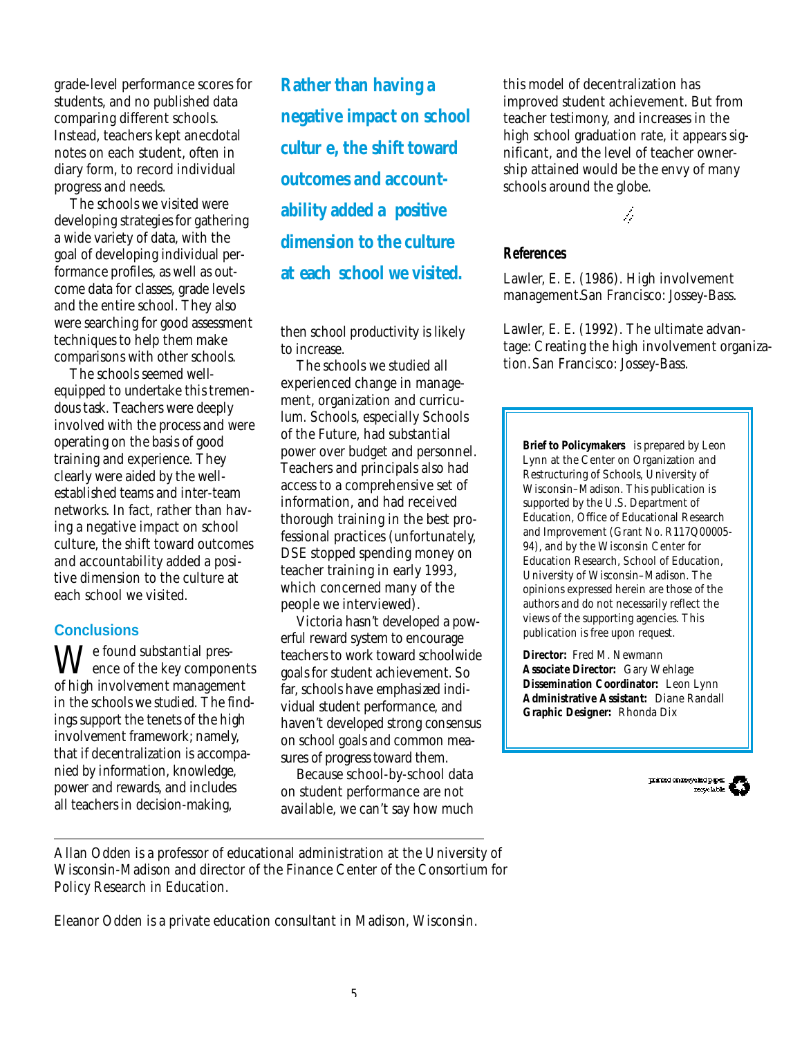grade-level performance scores for students, and no published data comparing different schools. Instead, teachers kept anecdotal notes on each student, often in diary form, to record individual progress and needs.

The schools we visited were developing strategies for gathering a wide variety of data, with the goal of developing individual performance profiles, as well as outcome data for classes, grade levels and the entire school. They also were searching for good assessment techniques to help them make comparisons with other schools.

The schools seemed well-equipped to undertake this tremendous task. Teachers were deeply involved with the process and were operating on the basis of good training and experience. They clearly were aided by the well-established teams and inter-team networks. In fact, rather than having a negative impact on school culture, the shift toward outcomes and accountability added a positive dimension to the culture at each school we visited.

## Conclusions

We found substantial presence of the key components of high involvement management in the schools we studied. The findings support the tenets of the high involvement framework; namely, that if decentralization is accompanied by information, knowledge, power and rewards, and includes all teachers in decision-making,

**Rather than having a negative impact on school cultur e, the shift toward outcomes and accountability added a positive dimension to the culture at each school we visited.**

then school productivity is likely to increase.

The schools we studied all experienced change in management, organization and curriculum. Schools, especially Schools of the Future, had substantial power over budget and personnel. Teachers and principals also had access to a comprehensive set of information, and had received thorough training in the best professional practices (unfortunately, DSE stopped spending money on teacher training in early 1993, which concerned many of the people we interviewed).

Victoria hasn't developed a powerful reward system to encourage teachers to work toward schoolwide goals for student achievement. So far, schools have emphasized individual student performance, and haven't developed strong consensus on school goals and common measures of progress toward them.

Because school-by-school data on student performance are not available, we can't say how much this model of decentralization has improved student achievement. But from teacher testimony, and increases in the high school graduation rate, it appears significant, and the level of teacher ownership attained would be the envy of many schools around the globe.

---

Allan Odden is a professor of educational administration at the University of Wisconsin-Madison and director of the Finance Center of the Consortium for Policy Research in Education.

Eleanor Odden is a private education consultant in Madison, Wisconsin.

### References

Lawler, E. E. (1986). High involvement management.San Francisco: Jossey-Bass.

Lawler, E. E. (1992). The ultimate advantage: Creating the high involvement organization. San Francisco: Jossey-Bass.

**Brief to Policymakers** is prepared by Leon Lynn at the Center on Organization and Restructuring of Schools, University of Wisconsin–Madison. This publication is supported by the U.S. Department of Education, Office of Educational Research and Improvement (Grant No. R117Q00005-94), and by the Wisconsin Center for Education Research, School of Education, University of Wisconsin–Madison. The opinions expressed herein are those of the authors and do not necessarily reflect the views of the supporting agencies. This publication is free upon request.

**Director:** Fred M. Newmann
**Associate Director:** Gary Wehlage
**Dissemination Coordinator:** Leon Lynn
**Administrative Assistant:** Diane Randall
**Graphic Designer:** Rhonda Dix

printed on recycled paper
recyclable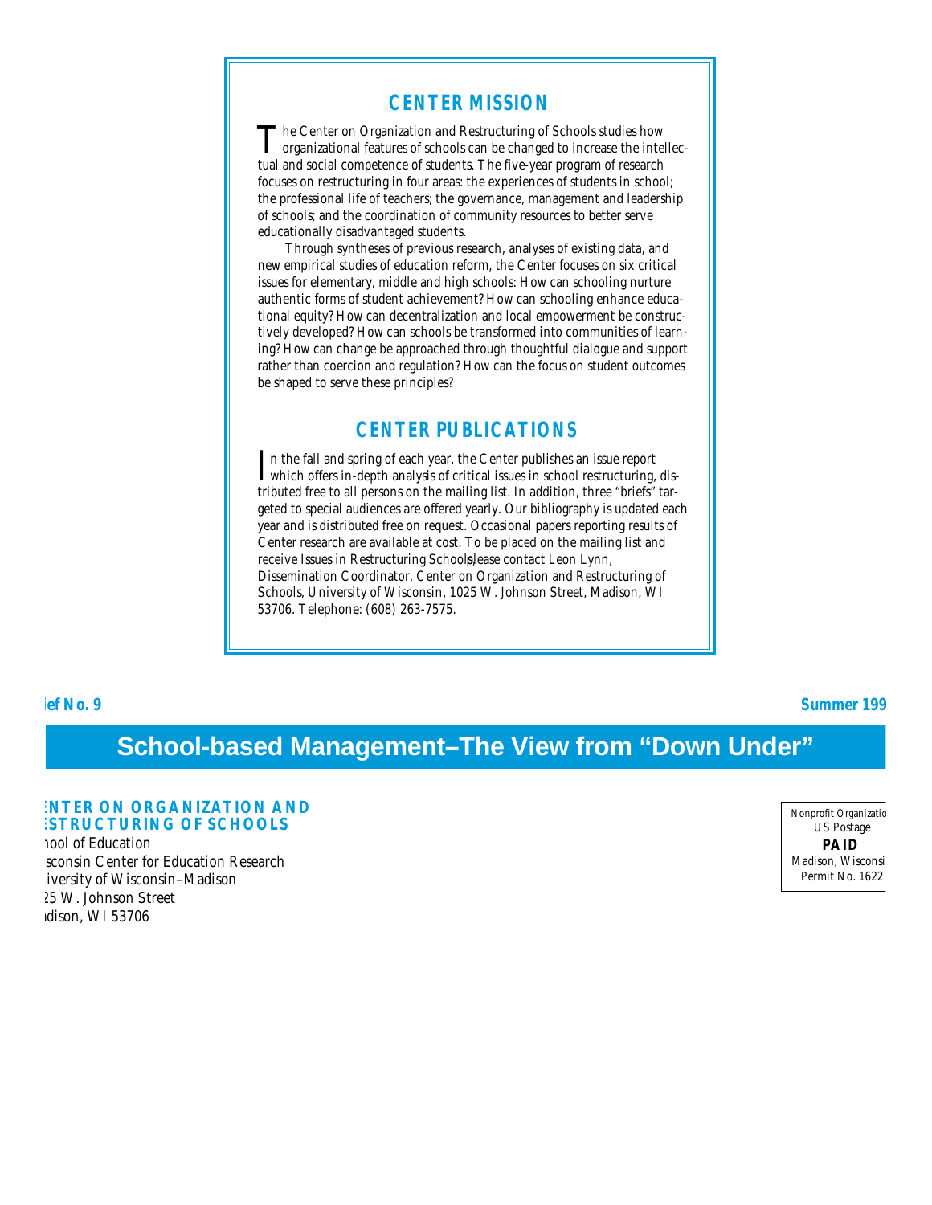## CENTER MISSION

The Center on Organization and Restructuring of Schools studies how organizational features of schools can be changed to increase the intellectual and social competence of students. The five-year program of research focuses on restructuring in four areas: the experiences of students in school; the professional life of teachers; the governance, management and leadership of schools; and the coordination of community resources to better serve educationally disadvantaged students.

Through syntheses of previous research, analyses of existing data, and new empirical studies of education reform, the Center focuses on six critical issues for elementary, middle and high schools: How can schooling nurture authentic forms of student achievement? How can schooling enhance educational equity? How can decentralization and local empowerment be constructively developed? How can schools be transformed into communities of learning? How can change be approached through thoughtful dialogue and support rather than coercion and regulation? How can the focus on student outcomes be shaped to serve these principles?

## CENTER PUBLICATIONS

In the fall and spring of each year, the Center publishes an issue report which offers in-depth analysis of critical issues in school restructuring, distributed free to all persons on the mailing list. In addition, three "briefs" targeted to special audiences are offered yearly. Our bibliography is updated each year and is distributed free on request. Occasional papers reporting results of Center research are available at cost. To be placed on the mailing list and receive Issues in Restructuring Schools, please contact Leon Lynn, Dissemination Coordinator, Center on Organization and Restructuring of Schools, University of Wisconsin, 1025 W. Johnson Street, Madison, WI 53706. Telephone: (608) 263-7575.

**ief No. 9** **Summer 199**

# School-based Management–The View from "Down Under"

**:NTER ON ORGANIZATION AND**
**:STRUCTURING OF SCHOOLS**
hool of Education
sconsin Center for Education Research
iversity of Wisconsin–Madison
25 W. Johnson Street
adison, WI 53706

Nonprofit Organizatio
US Postage
**PAID**
Madison, Wisconsi
Permit No. 1622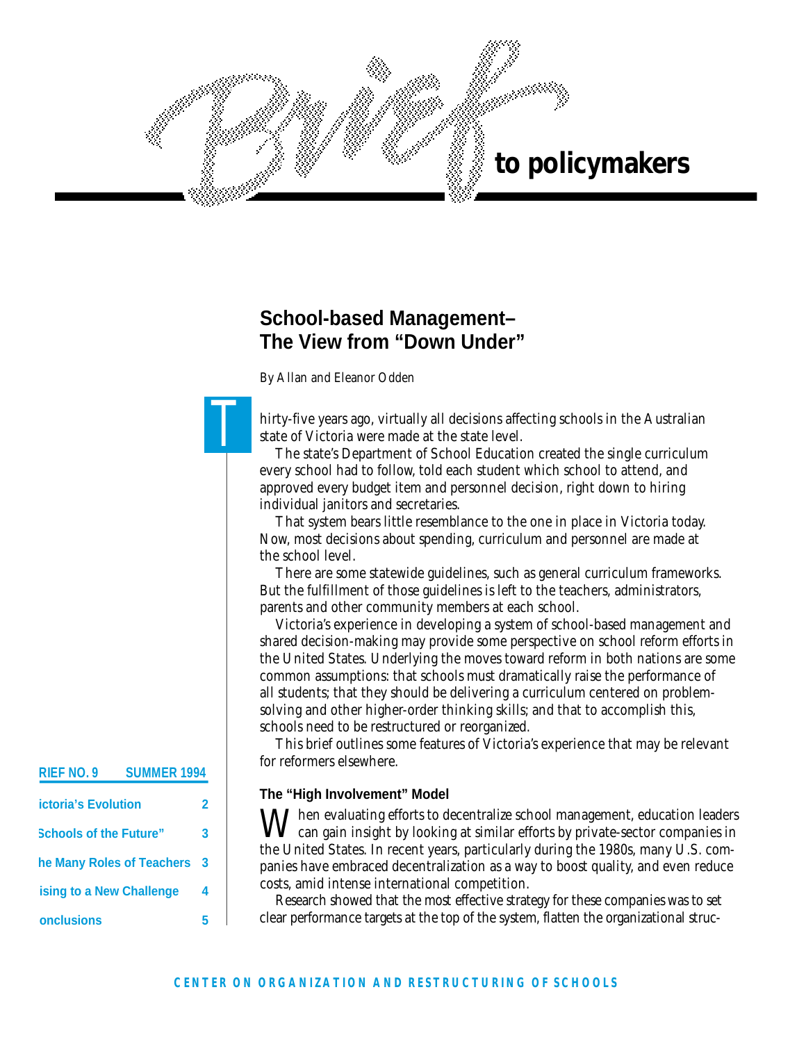# Brief to policymakers

## School-based Management– The View from "Down Under"

By Allan and Eleanor Odden

Thirty-five years ago, virtually all decisions affecting schools in the Australian state of Victoria were made at the state level.

The state's Department of School Education created the single curriculum every school had to follow, told each student which school to attend, and approved every budget item and personnel decision, right down to hiring individual janitors and secretaries.

That system bears little resemblance to the one in place in Victoria today. Now, most decisions about spending, curriculum and personnel are made at the school level.

There are some statewide guidelines, such as general curriculum frameworks. But the fulfillment of those guidelines is left to the teachers, administrators, parents and other community members at each school.

Victoria's experience in developing a system of school-based management and shared decision-making may provide some perspective on school reform efforts in the United States. Underlying the moves toward reform in both nations are some common assumptions: that schools must dramatically raise the performance of all students; that they should be delivering a curriculum centered on problem-solving and other higher-order thinking skills; and that to accomplish this, schools need to be restructured or reorganized.

This brief outlines some features of Victoria's experience that may be relevant for reformers elsewhere.

**RIEF NO. 9 SUMMER 1994**

| | |
|---|---|
| ictoria's Evolution | 2 |
| Schools of the Future" | 3 |
| he Many Roles of Teachers | 3 |
| ising to a New Challenge | 4 |
| onclusions | 5 |

### The "High Involvement" Model

When evaluating efforts to decentralize school management, education leaders can gain insight by looking at similar efforts by private-sector companies in the United States. In recent years, particularly during the 1980s, many U.S. companies have embraced decentralization as a way to boost quality, and even reduce costs, amid intense international competition.

Research showed that the most effective strategy for these companies was to set clear performance targets at the top of the system, flatten the organizational struc-

CENTER ON ORGANIZATION AND RESTRUCTURING OF SCHOOLS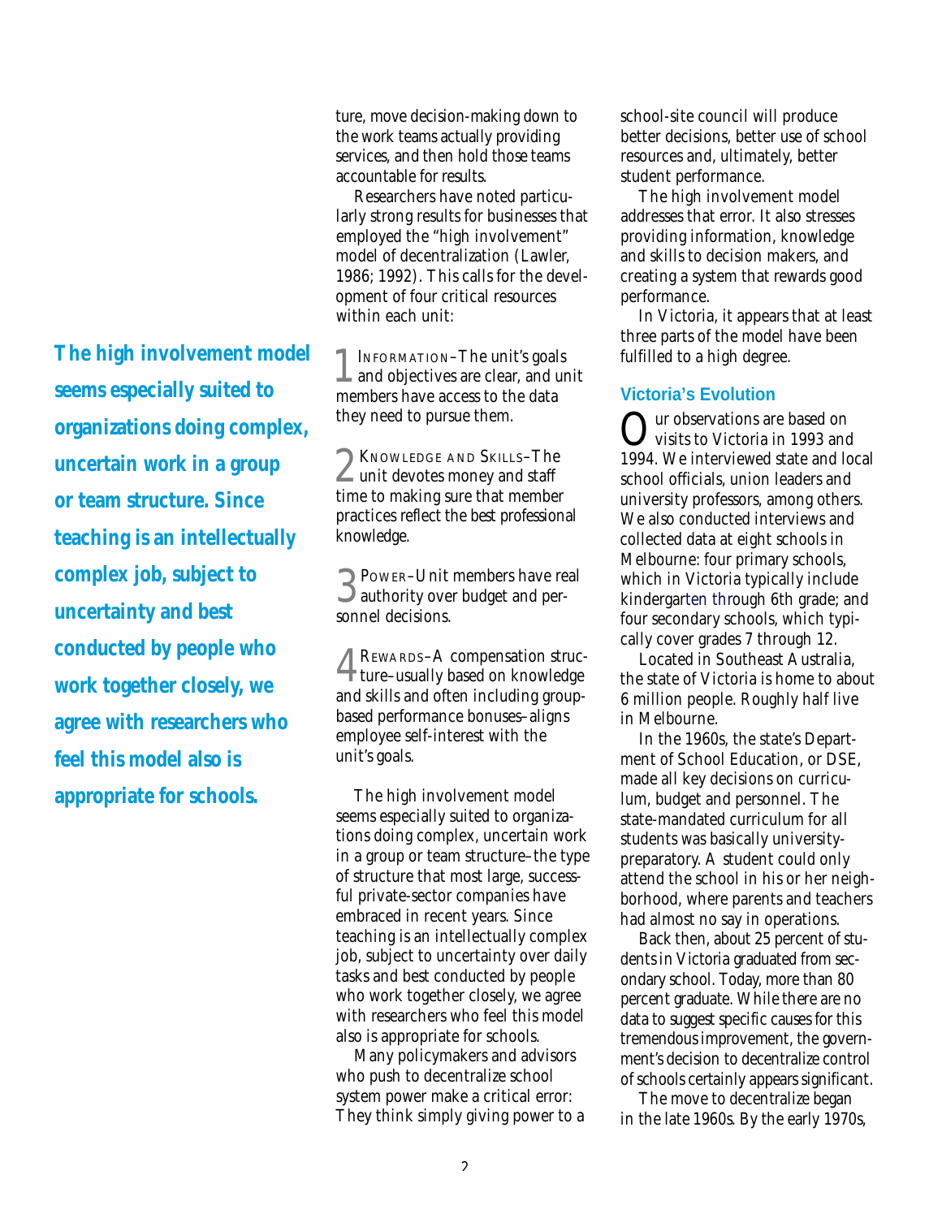ture, move decision-making down to the work teams actually providing services, and then hold those teams accountable for results.

Researchers have noted particularly strong results for businesses that employed the "high involvement" model of decentralization (Lawler, 1986; 1992). This calls for the development of four critical resources within each unit:

**The high involvement model seems especially suited to organizations doing complex, uncertain work in a group or team structure. Since teaching is an intellectually complex job, subject to uncertainty and best conducted by people who work together closely, we agree with researchers who feel this model also is appropriate for schools.**

1. INFORMATION–The unit's goals and objectives are clear, and unit members have access to the data they need to pursue them.

2. KNOWLEDGE AND SKILLS–The unit devotes money and staff time to making sure that member practices reflect the best professional knowledge.

3. POWER–Unit members have real authority over budget and personnel decisions.

4. REWARDS–A compensation structure–usually based on knowledge and skills and often including group-based performance bonuses–aligns employee self-interest with the unit's goals.

The high involvement model seems especially suited to organizations doing complex, uncertain work in a group or team structure–the type of structure that most large, successful private-sector companies have embraced in recent years. Since teaching is an intellectually complex job, subject to uncertainty over daily tasks and best conducted by people who work together closely, we agree with researchers who feel this model also is appropriate for schools.

Many policymakers and advisors who push to decentralize school system power make a critical error: They think simply giving power to a school-site council will produce better decisions, better use of school resources and, ultimately, better student performance.

The high involvement model addresses that error. It also stresses providing information, knowledge and skills to decision makers, and creating a system that rewards good performance.

In Victoria, it appears that at least three parts of the model have been fulfilled to a high degree.

### Victoria's Evolution

Our observations are based on visits to Victoria in 1993 and 1994. We interviewed state and local school officials, union leaders and university professors, among others. We also conducted interviews and collected data at eight schools in Melbourne: four primary schools, which in Victoria typically include kindergarten through 6th grade; and four secondary schools, which typically cover grades 7 through 12.

Located in Southeast Australia, the state of Victoria is home to about 6 million people. Roughly half live in Melbourne.

In the 1960s, the state's Department of School Education, or DSE, made all key decisions on curriculum, budget and personnel. The state-mandated curriculum for all students was basically university-preparatory. A student could only attend the school in his or her neighborhood, where parents and teachers had almost no say in operations.

Back then, about 25 percent of students in Victoria graduated from secondary school. Today, more than 80 percent graduate. While there are no data to suggest specific causes for this tremendous improvement, the government's decision to decentralize control of schools certainly appears significant.

The move to decentralize began in the late 1960s. By the early 1970s,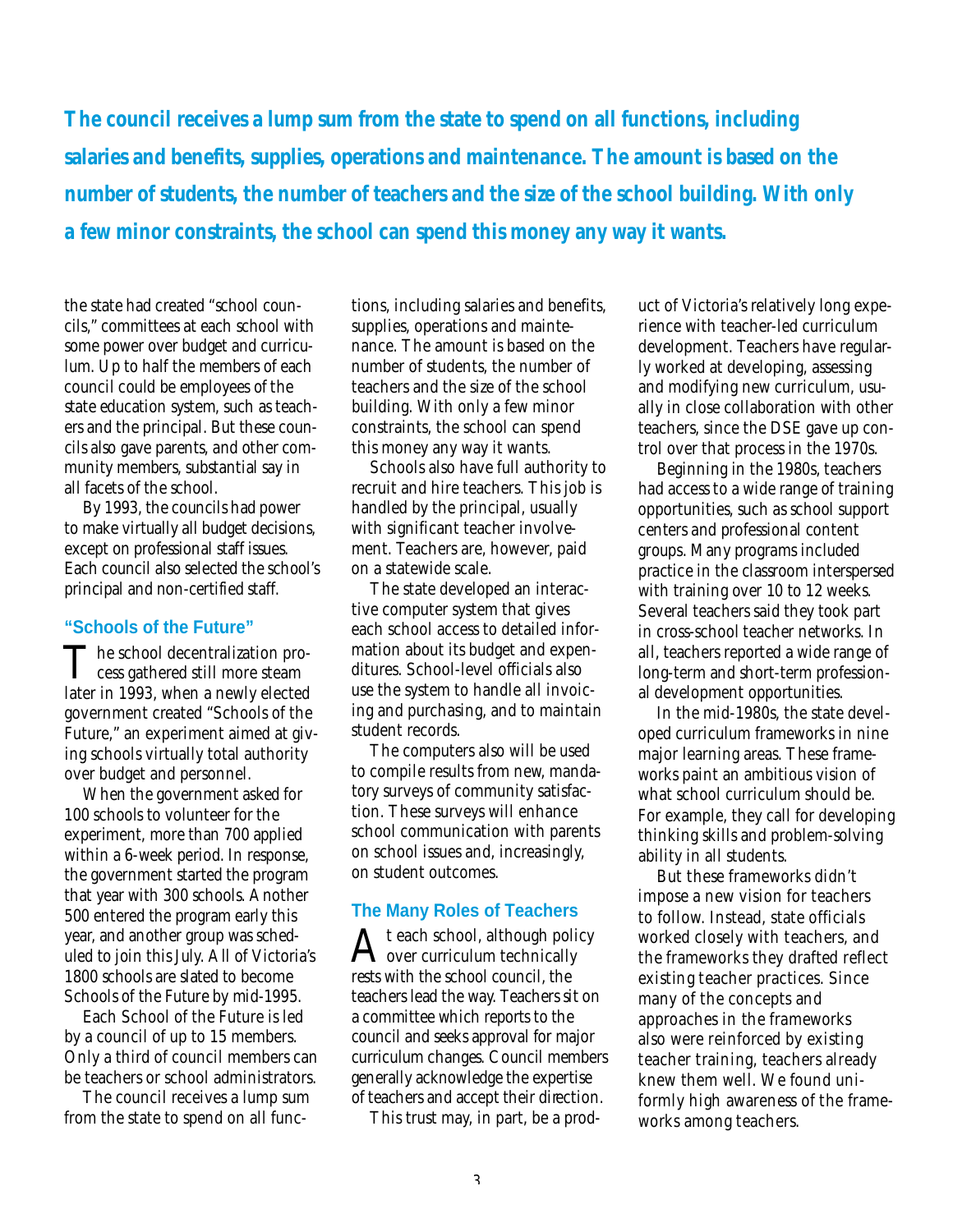**The council receives a lump sum from the state to spend on all functions, including salaries and benefits, supplies, operations and maintenance. The amount is based on the number of students, the number of teachers and the size of the school building. With only a few minor constraints, the school can spend this money any way it wants.**

the state had created "school councils," committees at each school with some power over budget and curriculum. Up to half the members of each council could be employees of the state education system, such as teachers and the principal. But these councils also gave parents, and other community members, substantial say in all facets of the school.

By 1993, the councils had power to make virtually all budget decisions, except on professional staff issues. Each council also selected the school's principal and non-certified staff.

### "Schools of the Future"

The school decentralization process gathered still more steam later in 1993, when a newly elected government created "Schools of the Future," an experiment aimed at giving schools virtually total authority over budget and personnel.

When the government asked for 100 schools to volunteer for the experiment, more than 700 applied within a 6-week period. In response, the government started the program that year with 300 schools. Another 500 entered the program early this year, and another group was scheduled to join this July. All of Victoria's 1800 schools are slated to become Schools of the Future by mid-1995.

Each School of the Future is led by a council of up to 15 members. Only a third of council members can be teachers or school administrators.

The council receives a lump sum from the state to spend on all functions, including salaries and benefits, supplies, operations and maintenance. The amount is based on the number of students, the number of teachers and the size of the school building. With only a few minor constraints, the school can spend this money any way it wants.

Schools also have full authority to recruit and hire teachers. This job is handled by the principal, usually with significant teacher involvement. Teachers are, however, paid on a statewide scale.

The state developed an interactive computer system that gives each school access to detailed information about its budget and expenditures. School-level officials also use the system to handle all invoicing and purchasing, and to maintain student records.

The computers also will be used to compile results from new, mandatory surveys of community satisfaction. These surveys will enhance school communication with parents on school issues and, increasingly, on student outcomes.

### The Many Roles of Teachers

At each school, although policy over curriculum technically rests with the school council, the teachers lead the way. Teachers sit on a committee which reports to the council and seeks approval for major curriculum changes. Council members generally acknowledge the expertise of teachers and accept their direction.

This trust may, in part, be a product of Victoria's relatively long experience with teacher-led curriculum development. Teachers have regularly worked at developing, assessing and modifying new curriculum, usually in close collaboration with other teachers, since the DSE gave up control over that process in the 1970s.

Beginning in the 1980s, teachers had access to a wide range of training opportunities, such as school support centers and professional content groups. Many programs included practice in the classroom interspersed with training over 10 to 12 weeks. Several teachers said they took part in cross-school teacher networks. In all, teachers reported a wide range of long-term and short-term professional development opportunities.

In the mid-1980s, the state developed curriculum frameworks in nine major learning areas. These frameworks paint an ambitious vision of what school curriculum should be. For example, they call for developing thinking skills and problem-solving ability in all students.

But these frameworks didn't impose a new vision for teachers to follow. Instead, state officials worked closely with teachers, and the frameworks they drafted reflect existing teacher practices. Since many of the concepts and approaches in the frameworks also were reinforced by existing teacher training, teachers already knew them well. We found uniformly high awareness of the frameworks among teachers.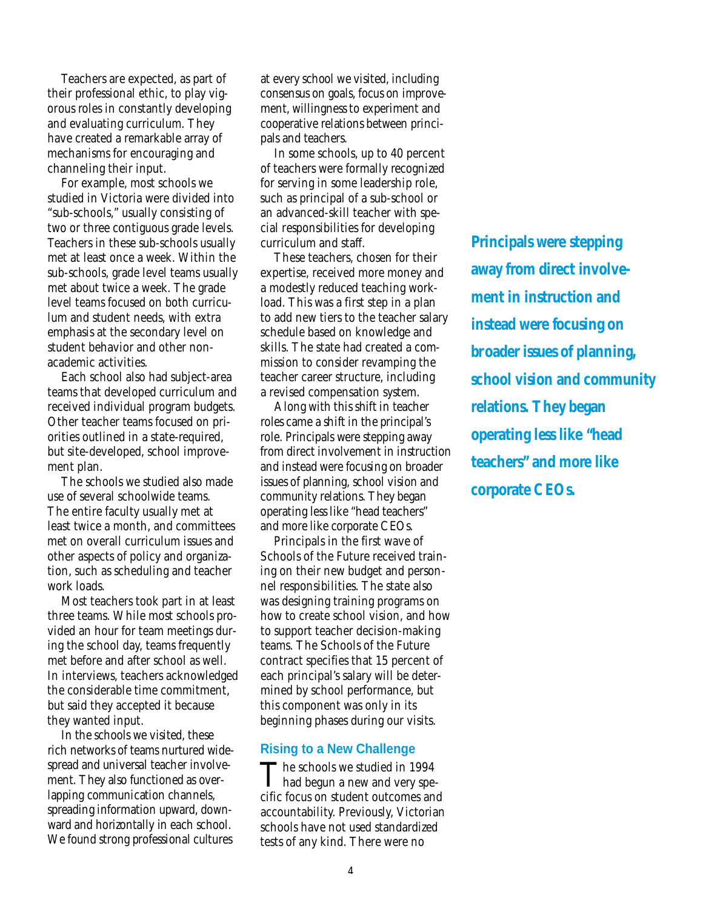Teachers are expected, as part of their professional ethic, to play vigorous roles in constantly developing and evaluating curriculum. They have created a remarkable array of mechanisms for encouraging and channeling their input.

For example, most schools we studied in Victoria were divided into "sub-schools," usually consisting of two or three contiguous grade levels. Teachers in these sub-schools usually met at least once a week. Within the sub-schools, grade level teams usually met about twice a week. The grade level teams focused on both curriculum and student needs, with extra emphasis at the secondary level on student behavior and other non-academic activities.

Each school also had subject-area teams that developed curriculum and received individual program budgets. Other teacher teams focused on priorities outlined in a state-required, but site-developed, school improvement plan.

The schools we studied also made use of several schoolwide teams. The entire faculty usually met at least twice a month, and committees met on overall curriculum issues and other aspects of policy and organization, such as scheduling and teacher work loads.

Most teachers took part in at least three teams. While most schools provided an hour for team meetings during the school day, teams frequently met before and after school as well. In interviews, teachers acknowledged the considerable time commitment, but said they accepted it because they wanted input.

In the schools we visited, these rich networks of teams nurtured widespread and universal teacher involvement. They also functioned as overlapping communication channels, spreading information upward, downward and horizontally in each school. We found strong professional cultures at every school we visited, including consensus on goals, focus on improvement, willingness to experiment and cooperative relations between principals and teachers.

In some schools, up to 40 percent of teachers were formally recognized for serving in some leadership role, such as principal of a sub-school or an advanced-skill teacher with special responsibilities for developing curriculum and staff.

These teachers, chosen for their expertise, received more money and a modestly reduced teaching workload. This was a first step in a plan to add new tiers to the teacher salary schedule based on knowledge and skills. The state had created a commission to consider revamping the teacher career structure, including a revised compensation system.

Along with this shift in teacher roles came a shift in the principal's role. Principals were stepping away from direct involvement in instruction and instead were focusing on broader issues of planning, school vision and community relations. They began operating less like "head teachers" and more like corporate CEOs.

Principals in the first wave of Schools of the Future received training on their new budget and personnel responsibilities. The state also was designing training programs on how to create school vision, and how to support teacher decision-making teams. The Schools of the Future contract specifies that 15 percent of each principal's salary will be determined by school performance, but this component was only in its beginning phases during our visits.

**Principals were stepping away from direct involvement in instruction and instead were focusing on broader issues of planning, school vision and community relations. They began operating less like "head teachers" and more like corporate CEOs.**

## Rising to a New Challenge

The schools we studied in 1994 had begun a new and very specific focus on student outcomes and accountability. Previously, Victorian schools have not used standardized tests of any kind. There were no